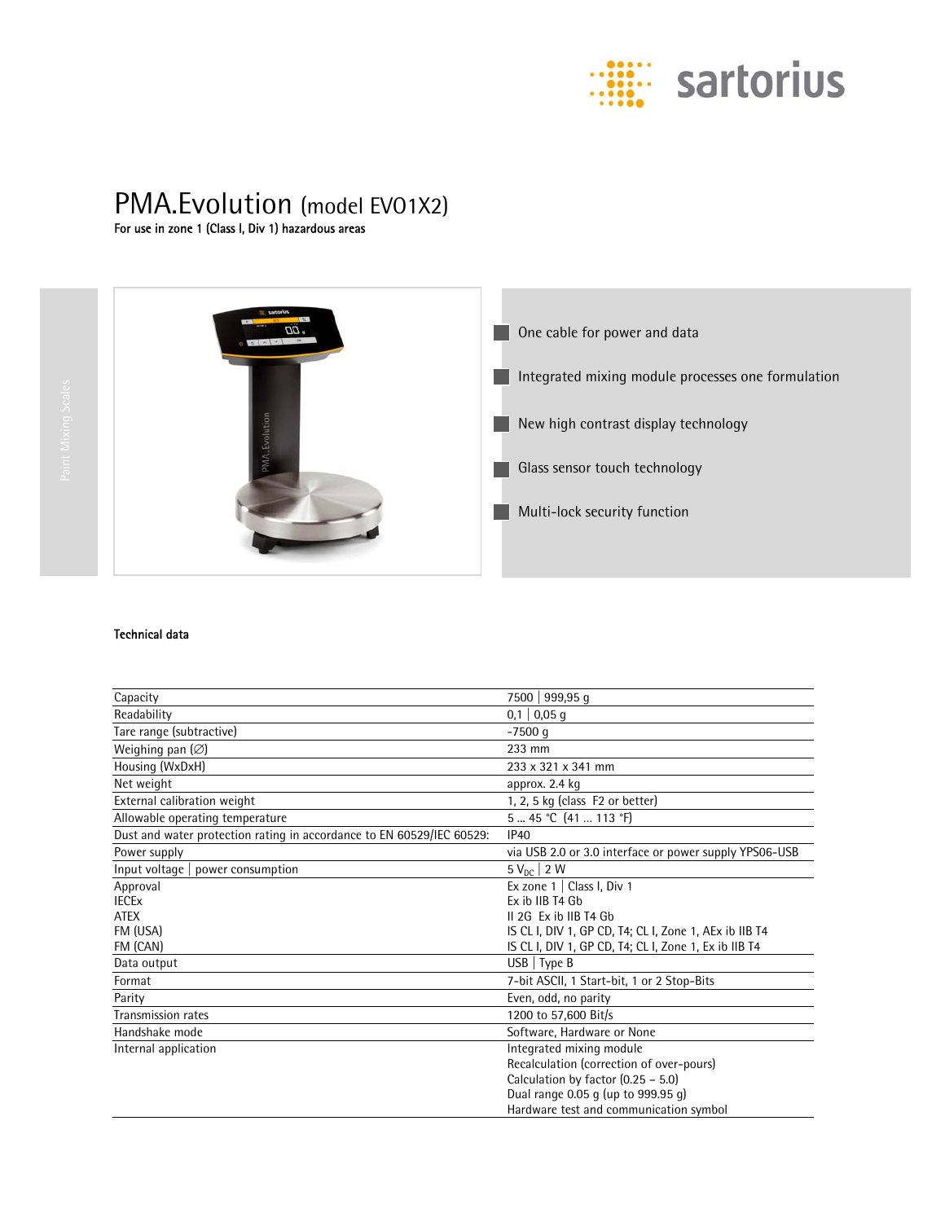# PMA.Evolution (model EVO1X2)

**For use in zone 1 (Class I, Div 1) hazardous areas**

- One cable for power and data
- Integrated mixing module processes one formulation
- New high contrast display technology
- Glass sensor touch technology
- Multi-lock security function

**Technical data**

| | |
|---|---|
| Capacity | 7500 \| 999,95 g |
| Readability | 0,1 \| 0,05 g |
| Tare range (subtractive) | -7500 g |
| Weighing pan (∅) | 233 mm |
| Housing (WxDxH) | 233 x 321 x 341 mm |
| Net weight | approx. 2.4 kg |
| External calibration weight | 1, 2, 5 kg (class F2 or better) |
| Allowable operating temperature | 5 ... 45 °C (41 ... 113 °F) |
| Dust and water protection rating in accordance to EN 60529/IEC 60529: | IP40 |
| Power supply | via USB 2.0 or 3.0 interface or power supply YPS06-USB |
| Input voltage \| power consumption | 5 $V_{DC}$ \| 2 W |
| Approval<br>IECEx<br>ATEX<br>FM (USA)<br>FM (CAN) | Ex zone 1 \| Class I, Div 1<br>Ex ib IIB T4 Gb<br>II 2G Ex ib IIB T4 Gb<br>IS CL I, DIV 1, GP CD, T4; CL I, Zone 1, AEx ib IIB T4<br>IS CL I, DIV 1, GP CD, T4; CL I, Zone 1, Ex ib IIB T4 |
| Data output | USB \| Type B |
| Format | 7-bit ASCII, 1 Start-bit, 1 or 2 Stop-Bits |
| Parity | Even, odd, no parity |
| Transmission rates | 1200 to 57,600 Bit/s |
| Handshake mode | Software, Hardware or None |
| Internal application | Integrated mixing module<br>Recalculation (correction of over-pours)<br>Calculation by factor (0.25 – 5.0)<br>Dual range 0.05 g (up to 999.95 g)<br>Hardware test and communication symbol |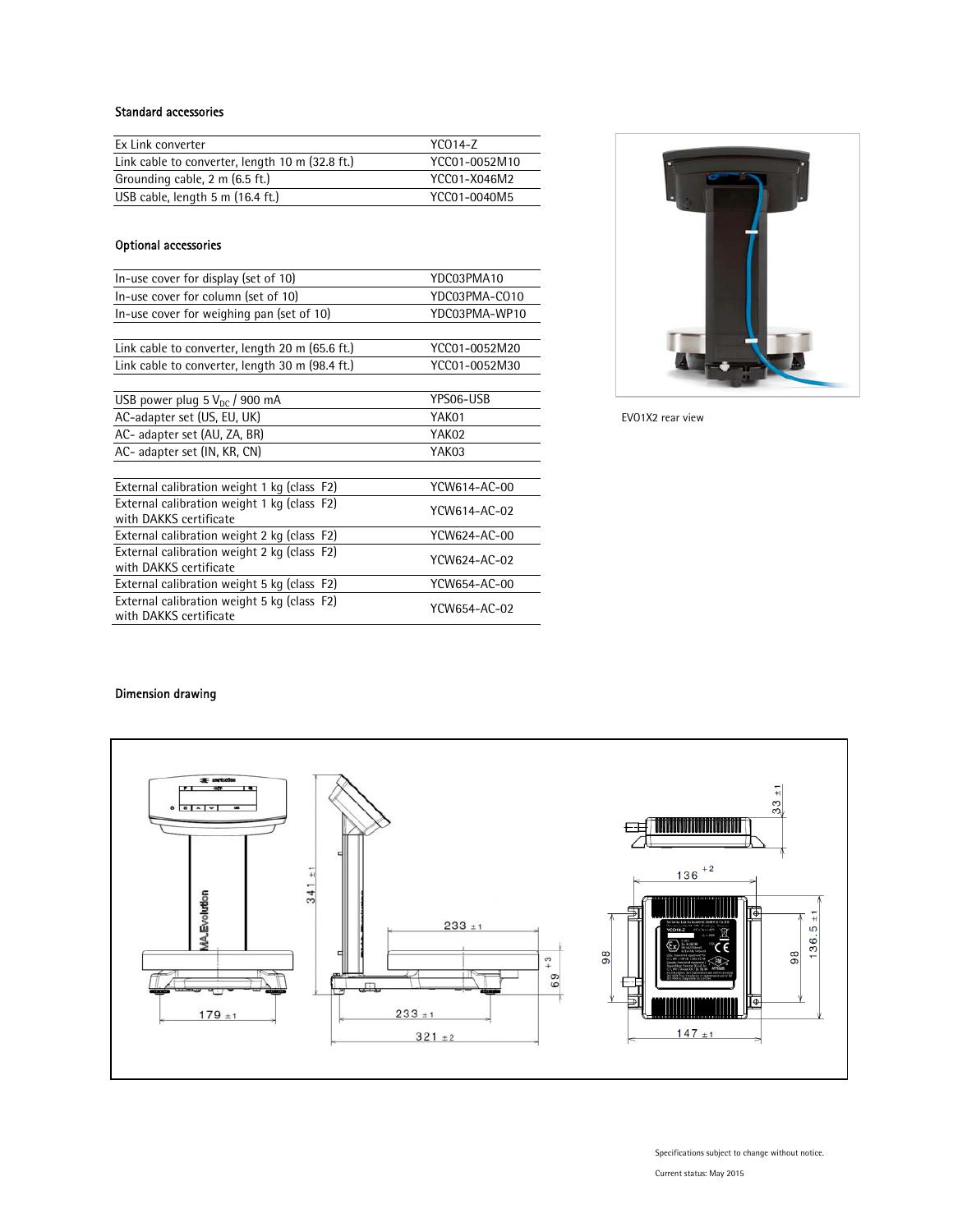### Standard accessories

| | |
|---|---|
| Ex Link converter | YCO14-Z |
| Link cable to converter, length 10 m (32.8 ft.) | YCC01-0052M10 |
| Grounding cable, 2 m (6.5 ft.) | YCC01-X046M2 |
| USB cable, length 5 m (16.4 ft.) | YCC01-0040M5 |

### Optional accessories

| | |
|---|---|
| In-use cover for display (set of 10) | YDC03PMA10 |
| In-use cover for column (set of 10) | YDC03PMA-CO10 |
| In-use cover for weighing pan (set of 10) | YDC03PMA-WP10 |
| | |
| Link cable to converter, length 20 m (65.6 ft.) | YCC01-0052M20 |
| Link cable to converter, length 30 m (98.4 ft.) | YCC01-0052M30 |
| | |
| USB power plug 5 $V_{DC}$ / 900 mA | YPS06-USB |
| AC-adapter set (US, EU, UK) | YAK01 |
| AC- adapter set (AU, ZA, BR) | YAK02 |
| AC- adapter set (IN, KR, CN) | YAK03 |
| | |
| External calibration weight 1 kg (class F2) | YCW614-AC-00 |
| External calibration weight 1 kg (class F2) with DAKKS certificate | YCW614-AC-02 |
| External calibration weight 2 kg (class F2) | YCW624-AC-00 |
| External calibration weight 2 kg (class F2) with DAKKS certificate | YCW624-AC-02 |
| External calibration weight 5 kg (class F2) | YCW654-AC-00 |
| External calibration weight 5 kg (class F2) with DAKKS certificate | YCW654-AC-02 |

EVO1X2 rear view

### Dimension drawing

341 ±1
233 ±1
69 +3
179 ±1
233 ±1
321 ±2
33 ±1
136 +2
98
98
136.5 ±1
147 ±1

Specifications subject to change without notice.

Current status: May 2015